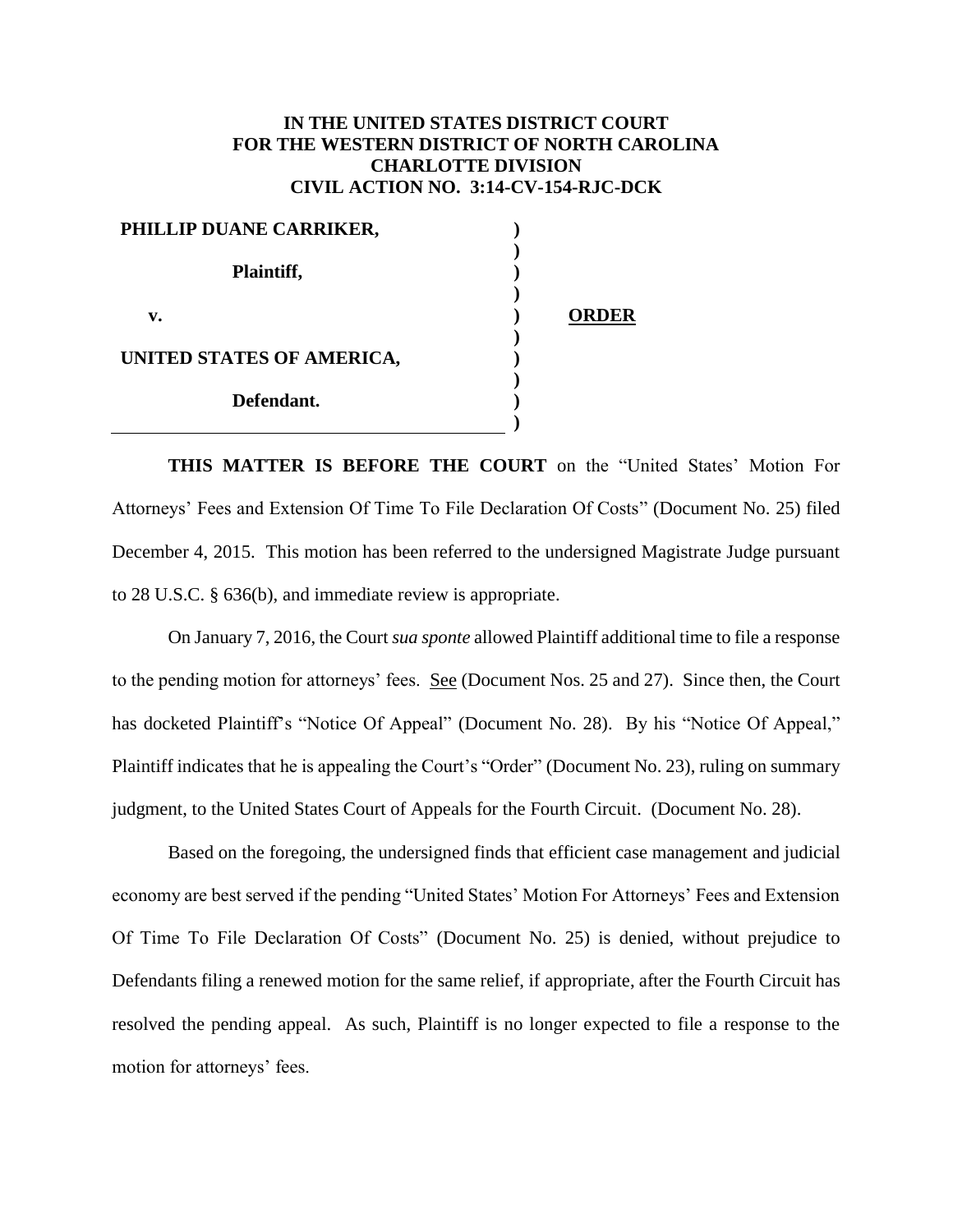**IN THE UNITED STATES DISTRICT COURT**
**FOR THE WESTERN DISTRICT OF NORTH CAROLINA**
**CHARLOTTE DIVISION**
**CIVIL ACTION NO. 3:14-CV-154-RJC-DCK**

| | | |
|---|---|---|
| **PHILLIP DUANE CARRIKER,** | ) | |
| | ) | |
| **Plaintiff,** | ) | |
| | ) | |
| **v.** | ) | **ORDER** |
| | ) | |
| **UNITED STATES OF AMERICA,** | ) | |
| | ) | |
| **Defendant.** | ) | |
| | ) | |

**THIS MATTER IS BEFORE THE COURT** on the "United States' Motion For Attorneys' Fees and Extension Of Time To File Declaration Of Costs" (Document No. 25) filed December 4, 2015. This motion has been referred to the undersigned Magistrate Judge pursuant to 28 U.S.C. § 636(b), and immediate review is appropriate.

On January 7, 2016, the Court *sua sponte* allowed Plaintiff additional time to file a response to the pending motion for attorneys' fees. See (Document Nos. 25 and 27). Since then, the Court has docketed Plaintiff's "Notice Of Appeal" (Document No. 28). By his "Notice Of Appeal," Plaintiff indicates that he is appealing the Court's "Order" (Document No. 23), ruling on summary judgment, to the United States Court of Appeals for the Fourth Circuit. (Document No. 28).

Based on the foregoing, the undersigned finds that efficient case management and judicial economy are best served if the pending "United States' Motion For Attorneys' Fees and Extension Of Time To File Declaration Of Costs" (Document No. 25) is denied, without prejudice to Defendants filing a renewed motion for the same relief, if appropriate, after the Fourth Circuit has resolved the pending appeal. As such, Plaintiff is no longer expected to file a response to the motion for attorneys' fees.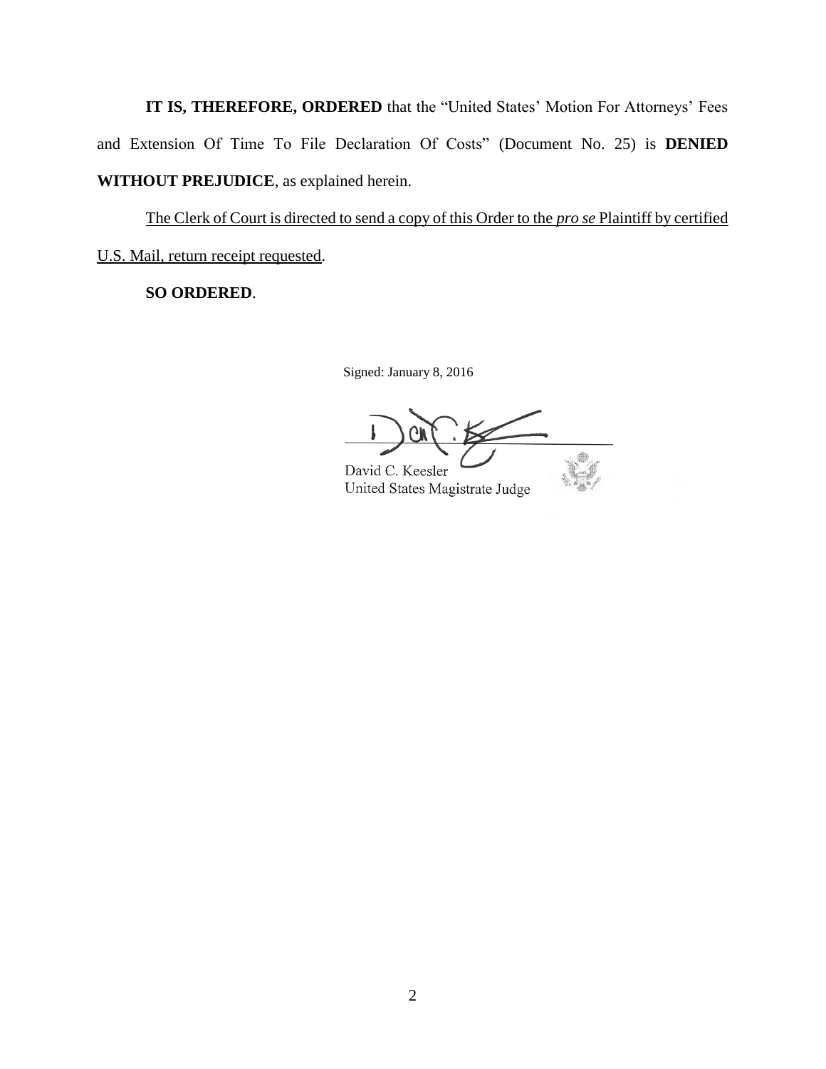**IT IS, THEREFORE, ORDERED** that the "United States' Motion For Attorneys' Fees and Extension Of Time To File Declaration Of Costs" (Document No. 25) is **DENIED WITHOUT PREJUDICE**, as explained herein.

<u>The Clerk of Court is directed to send a copy of this Order to the *pro se* Plaintiff by certified U.S. Mail, return receipt requested</u>.

**SO ORDERED**.

Signed: January 8, 2016

David C. Keesler
United States Magistrate Judge